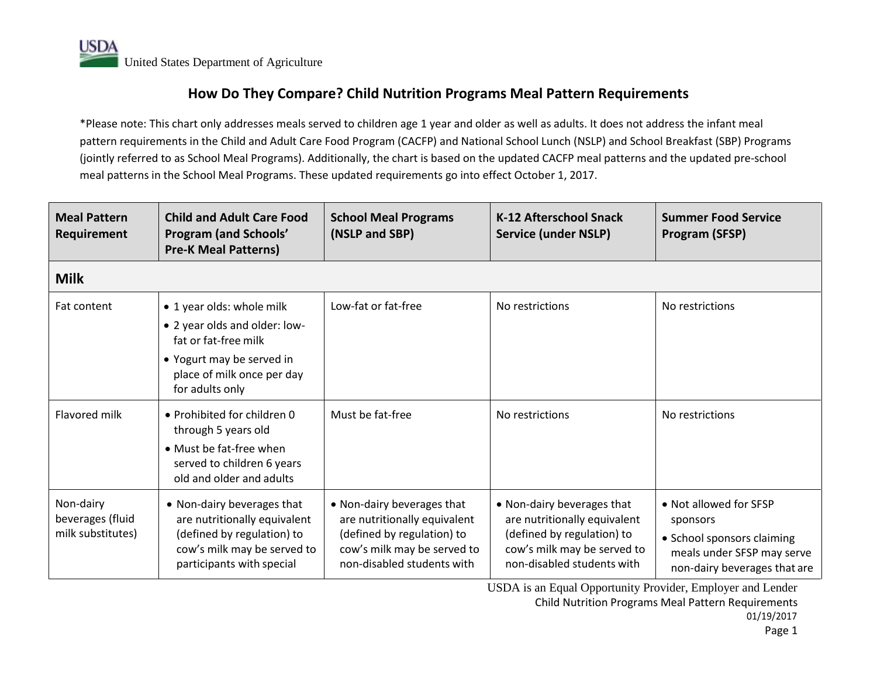United States Department of Agriculture

# How Do They Compare? Child Nutrition Programs Meal Pattern Requirements

*Please note: This chart only addresses meals served to children age 1 year and older as well as adults. It does not address the infant meal pattern requirements in the Child and Adult Care Food Program (CACFP) and National School Lunch (NSLP) and School Breakfast (SBP) Programs (jointly referred to as School Meal Programs). Additionally, the chart is based on the updated CACFP meal patterns and the updated pre-school meal patterns in the School Meal Programs. These updated requirements go into effect October 1, 2017.

| Meal Pattern Requirement | Child and Adult Care Food Program (and Schools' Pre-K Meal Patterns) | School Meal Programs (NSLP and SBP) | K-12 Afterschool Snack Service (under NSLP) | Summer Food Service Program (SFSP) |
|---|---|---|---|---|
| **Milk** | | | | |
| Fat content | • 1 year olds: whole milk<br>• 2 year olds and older: low-fat or fat-free milk<br>• Yogurt may be served in place of milk once per day for adults only | Low-fat or fat-free | No restrictions | No restrictions |
| Flavored milk | • Prohibited for children 0 through 5 years old<br>• Must be fat-free when served to children 6 years old and older and adults | Must be fat-free | No restrictions | No restrictions |
| Non-dairy beverages (fluid milk substitutes) | • Non-dairy beverages that are nutritionally equivalent (defined by regulation) to cow's milk may be served to participants with special | • Non-dairy beverages that are nutritionally equivalent (defined by regulation) to cow's milk may be served to non-disabled students with | • Non-dairy beverages that are nutritionally equivalent (defined by regulation) to cow's milk may be served to non-disabled students with | • Not allowed for SFSP sponsors<br>• School sponsors claiming meals under SFSP may serve non-dairy beverages that are |

USDA is an Equal Opportunity Provider, Employer and Lender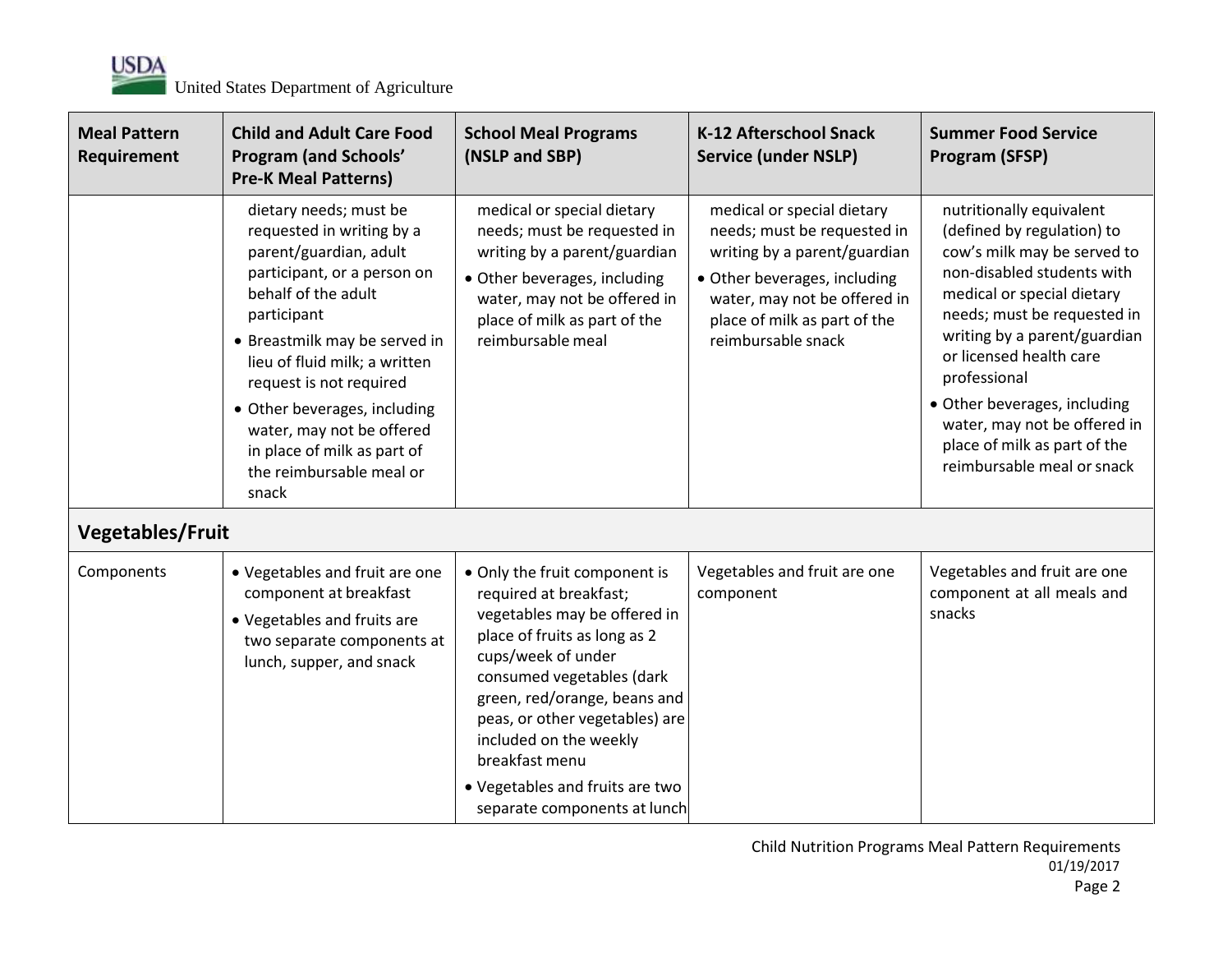| Meal Pattern Requirement | Child and Adult Care Food Program (and Schools' Pre-K Meal Patterns) | School Meal Programs (NSLP and SBP) | K-12 Afterschool Snack Service (under NSLP) | Summer Food Service Program (SFSP) |
|---|---|---|---|---|
| | dietary needs; must be requested in writing by a parent/guardian, adult participant, or a person on behalf of the adult participant<br>• Breastmilk may be served in lieu of fluid milk; a written request is not required<br>• Other beverages, including water, may not be offered in place of milk as part of the reimbursable meal or snack | medical or special dietary needs; must be requested in writing by a parent/guardian<br>• Other beverages, including water, may not be offered in place of milk as part of the reimbursable meal | medical or special dietary needs; must be requested in writing by a parent/guardian<br>• Other beverages, including water, may not be offered in place of milk as part of the reimbursable snack | nutritionally equivalent (defined by regulation) to cow's milk may be served to non-disabled students with medical or special dietary needs; must be requested in writing by a parent/guardian or licensed health care professional<br>• Other beverages, including water, may not be offered in place of milk as part of the reimbursable meal or snack |
| **Vegetables/Fruit** | | | | |
| Components | • Vegetables and fruit are one component at breakfast<br>• Vegetables and fruits are two separate components at lunch, supper, and snack | • Only the fruit component is required at breakfast; vegetables may be offered in place of fruits as long as 2 cups/week of under consumed vegetables (dark green, red/orange, beans and peas, or other vegetables) are included on the weekly breakfast menu<br>• Vegetables and fruits are two separate components at lunch | Vegetables and fruit are one component | Vegetables and fruit are one component at all meals and snacks |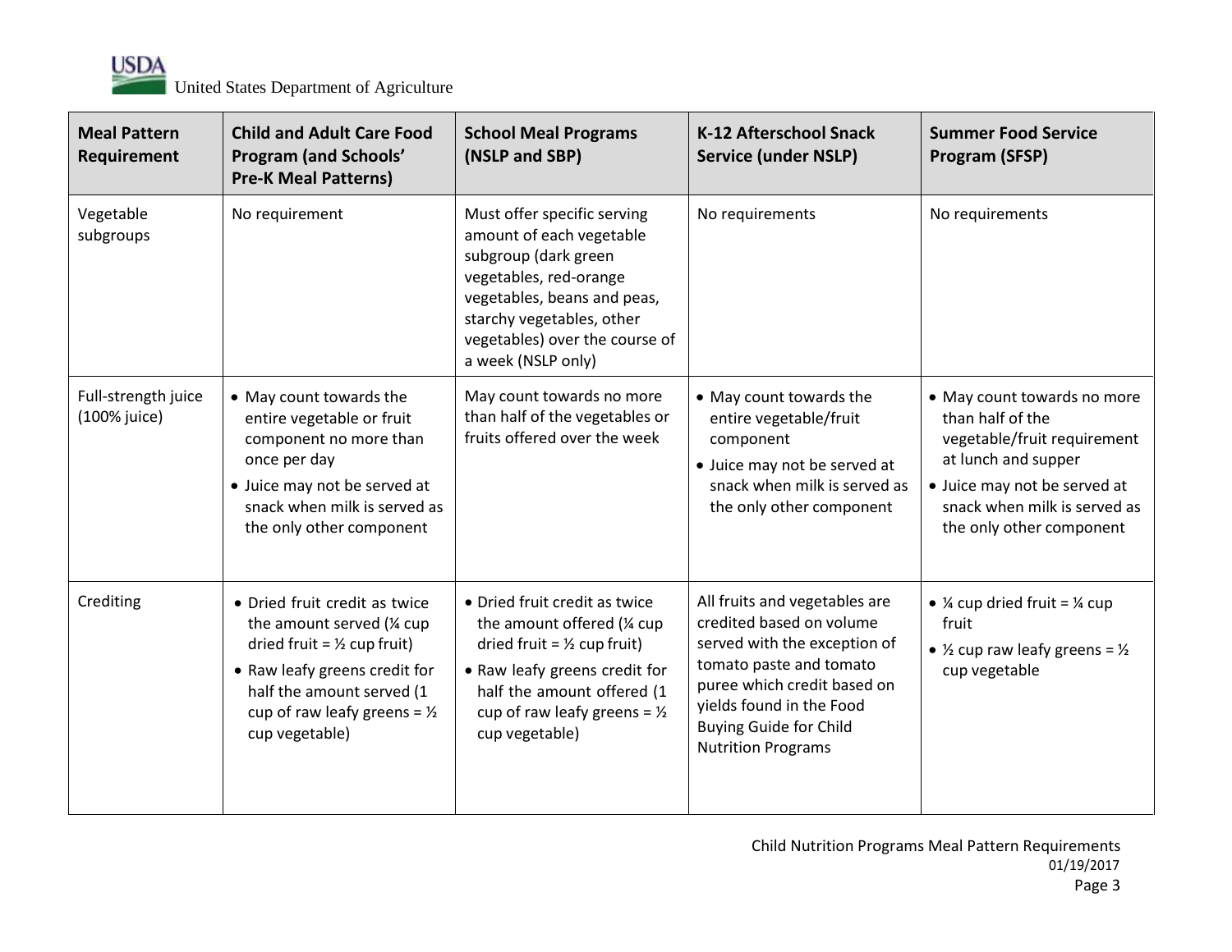| Meal Pattern Requirement | Child and Adult Care Food Program (and Schools' Pre-K Meal Patterns) | School Meal Programs (NSLP and SBP) | K-12 Afterschool Snack Service (under NSLP) | Summer Food Service Program (SFSP) |
|---|---|---|---|---|
| Vegetable subgroups | No requirement | Must offer specific serving amount of each vegetable subgroup (dark green vegetables, red-orange vegetables, beans and peas, starchy vegetables, other vegetables) over the course of a week (NSLP only) | No requirements | No requirements |
| Full-strength juice (100% juice) | • May count towards the entire vegetable or fruit component no more than once per day<br>• Juice may not be served at snack when milk is served as the only other component | May count towards no more than half of the vegetables or fruits offered over the week | • May count towards the entire vegetable/fruit component<br>• Juice may not be served at snack when milk is served as the only other component | • May count towards no more than half of the vegetable/fruit requirement at lunch and supper<br>• Juice may not be served at snack when milk is served as the only other component |
| Crediting | • Dried fruit credit as twice the amount served (¼ cup dried fruit = ½ cup fruit)<br>• Raw leafy greens credit for half the amount served (1 cup of raw leafy greens = ½ cup vegetable) | • Dried fruit credit as twice the amount offered (¼ cup dried fruit = ½ cup fruit)<br>• Raw leafy greens credit for half the amount offered (1 cup of raw leafy greens = ½ cup vegetable) | All fruits and vegetables are credited based on volume served with the exception of tomato paste and tomato puree which credit based on yields found in the Food Buying Guide for Child Nutrition Programs | • ¼ cup dried fruit = ¼ cup fruit<br>• ½ cup raw leafy greens = ½ cup vegetable |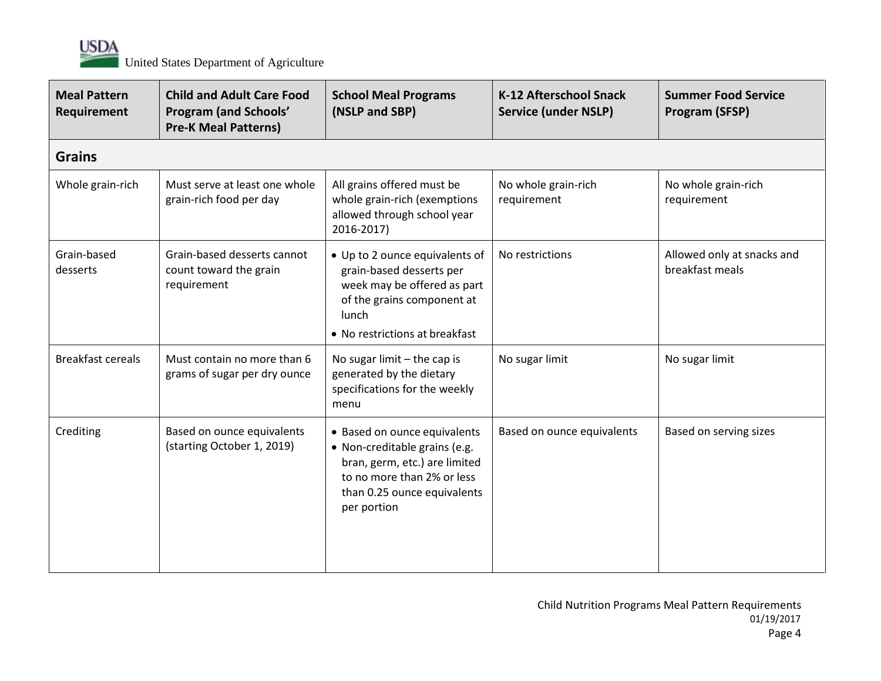| Meal Pattern Requirement | Child and Adult Care Food Program (and Schools' Pre-K Meal Patterns) | School Meal Programs (NSLP and SBP) | K-12 Afterschool Snack Service (under NSLP) | Summer Food Service Program (SFSP) |
|---|---|---|---|---|
| **Grains** | | | | |
| Whole grain-rich | Must serve at least one whole grain-rich food per day | All grains offered must be whole grain-rich (exemptions allowed through school year 2016-2017) | No whole grain-rich requirement | No whole grain-rich requirement |
| Grain-based desserts | Grain-based desserts cannot count toward the grain requirement | • Up to 2 ounce equivalents of grain-based desserts per week may be offered as part of the grains component at lunch<br>• No restrictions at breakfast | No restrictions | Allowed only at snacks and breakfast meals |
| Breakfast cereals | Must contain no more than 6 grams of sugar per dry ounce | No sugar limit – the cap is generated by the dietary specifications for the weekly menu | No sugar limit | No sugar limit |
| Crediting | Based on ounce equivalents (starting October 1, 2019) | • Based on ounce equivalents<br>• Non-creditable grains (e.g. bran, germ, etc.) are limited to no more than 2% or less than 0.25 ounce equivalents per portion | Based on ounce equivalents | Based on serving sizes |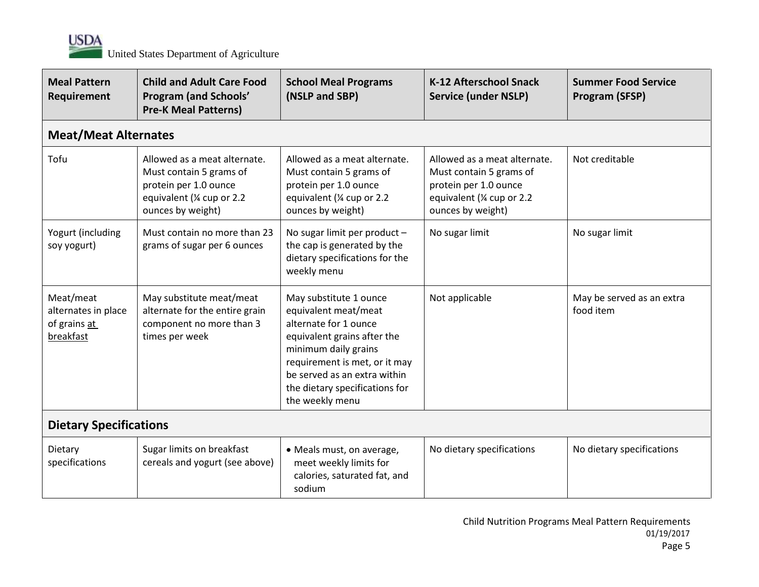| Meal Pattern Requirement | Child and Adult Care Food Program (and Schools' Pre-K Meal Patterns) | School Meal Programs (NSLP and SBP) | K-12 Afterschool Snack Service (under NSLP) | Summer Food Service Program (SFSP) |
|---|---|---|---|---|
| **Meat/Meat Alternates** | | | | |
| Tofu | Allowed as a meat alternate. Must contain 5 grams of protein per 1.0 ounce equivalent (¼ cup or 2.2 ounces by weight) | Allowed as a meat alternate. Must contain 5 grams of protein per 1.0 ounce equivalent (¼ cup or 2.2 ounces by weight) | Allowed as a meat alternate. Must contain 5 grams of protein per 1.0 ounce equivalent (¼ cup or 2.2 ounces by weight) | Not creditable |
| Yogurt (including soy yogurt) | Must contain no more than 23 grams of sugar per 6 ounces | No sugar limit per product – the cap is generated by the dietary specifications for the weekly menu | No sugar limit | No sugar limit |
| Meat/meat alternates in place of grains at breakfast | May substitute meat/meat alternate for the entire grain component no more than 3 times per week | May substitute 1 ounce equivalent meat/meat alternate for 1 ounce equivalent grains after the minimum daily grains requirement is met, or it may be served as an extra within the dietary specifications for the weekly menu | Not applicable | May be served as an extra food item |
| **Dietary Specifications** | | | | |
| Dietary specifications | Sugar limits on breakfast cereals and yogurt (see above) | • Meals must, on average, meet weekly limits for calories, saturated fat, and sodium | No dietary specifications | No dietary specifications |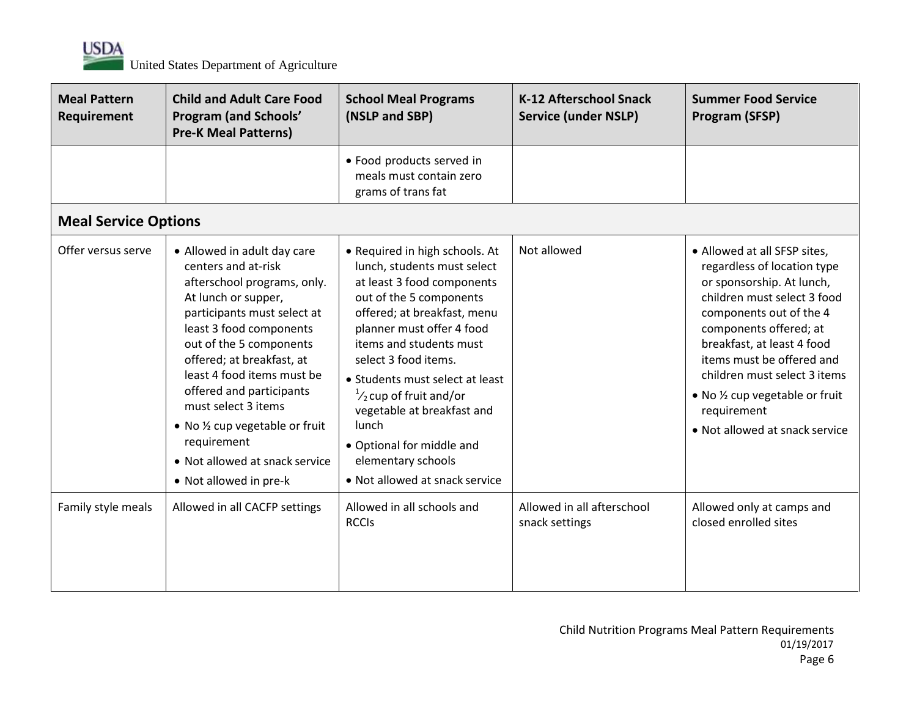| Meal Pattern Requirement | Child and Adult Care Food Program (and Schools' Pre-K Meal Patterns) | School Meal Programs (NSLP and SBP) | K-12 Afterschool Snack Service (under NSLP) | Summer Food Service Program (SFSP) |
|---|---|---|---|---|
| | | • Food products served in meals must contain zero grams of trans fat | | |
| **Meal Service Options** | | | | |
| Offer versus serve | • Allowed in adult day care centers and at-risk afterschool programs, only. At lunch or supper, participants must select at least 3 food components out of the 5 components offered; at breakfast, at least 4 food items must be offered and participants must select 3 items<br>• No ½ cup vegetable or fruit requirement<br>• Not allowed at snack service<br>• Not allowed in pre-k | • Required in high schools. At lunch, students must select at least 3 food components out of the 5 components offered; at breakfast, menu planner must offer 4 food items and students must select 3 food items.<br>• Students must select at least ½ cup of fruit and/or vegetable at breakfast and lunch<br>• Optional for middle and elementary schools<br>• Not allowed at snack service | Not allowed | • Allowed at all SFSP sites, regardless of location type or sponsorship. At lunch, children must select 3 food components out of the 4 components offered; at breakfast, at least 4 food items must be offered and children must select 3 items<br>• No ½ cup vegetable or fruit requirement<br>• Not allowed at snack service |
| Family style meals | Allowed in all CACFP settings | Allowed in all schools and RCCIs | Allowed in all afterschool snack settings | Allowed only at camps and closed enrolled sites |